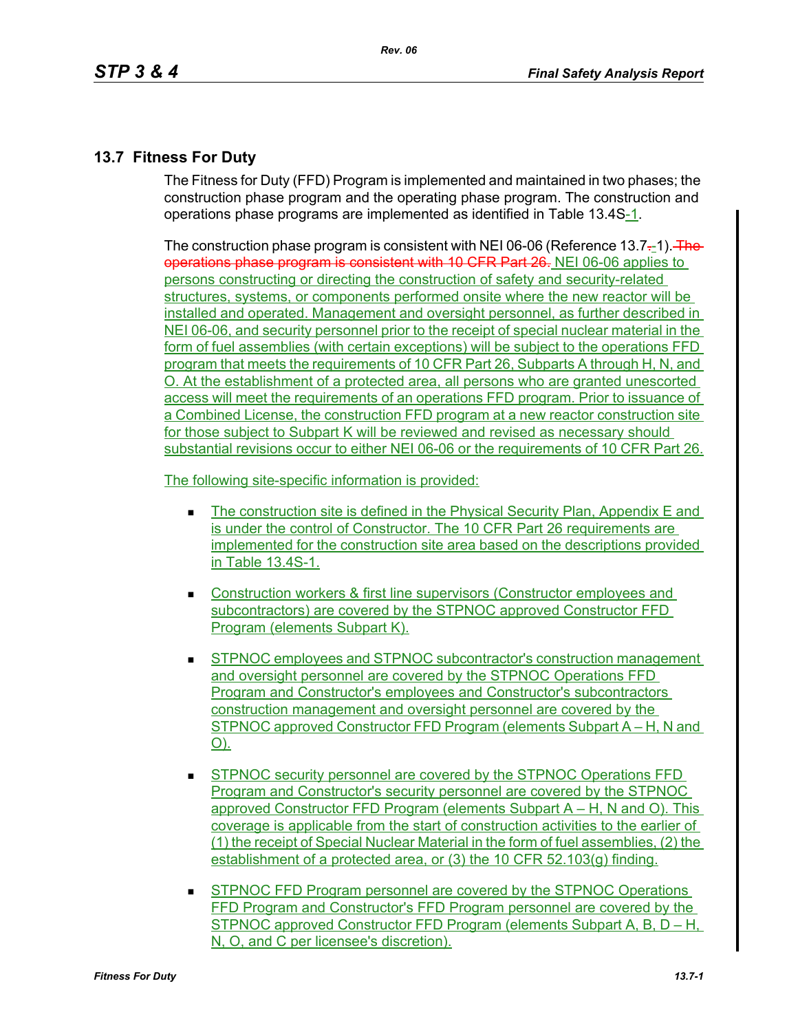## 13.7 Fitness For Duty

The Fitness for Duty (FFD) Program is implemented and maintained in two phases; the construction phase program and the operating phase program. The construction and operations phase programs are implemented as identified in Table 13.4S-1.

The construction phase program is consistent with NEI 06-06 (Reference 13.7-1). ~~The operations phase program is consistent with 10 CFR Part 26.~~ NEI 06-06 applies to persons constructing or directing the construction of safety and security-related structures, systems, or components performed onsite where the new reactor will be installed and operated. Management and oversight personnel, as further described in NEI 06-06, and security personnel prior to the receipt of special nuclear material in the form of fuel assemblies (with certain exceptions) will be subject to the operations FFD program that meets the requirements of 10 CFR Part 26, Subparts A through H, N, and O. At the establishment of a protected area, all persons who are granted unescorted access will meet the requirements of an operations FFD program. Prior to issuance of a Combined License, the construction FFD program at a new reactor construction site for those subject to Subpart K will be reviewed and revised as necessary should substantial revisions occur to either NEI 06-06 or the requirements of 10 CFR Part 26.

The following site-specific information is provided:

- The construction site is defined in the Physical Security Plan, Appendix E and is under the control of Constructor. The 10 CFR Part 26 requirements are implemented for the construction site area based on the descriptions provided in Table 13.4S-1.
- Construction workers & first line supervisors (Constructor employees and subcontractors) are covered by the STPNOC approved Constructor FFD Program (elements Subpart K).
- STPNOC employees and STPNOC subcontractor's construction management and oversight personnel are covered by the STPNOC Operations FFD Program and Constructor's employees and Constructor's subcontractors construction management and oversight personnel are covered by the STPNOC approved Constructor FFD Program (elements Subpart A – H, N and O).
- STPNOC security personnel are covered by the STPNOC Operations FFD Program and Constructor's security personnel are covered by the STPNOC approved Constructor FFD Program (elements Subpart A – H, N and O). This coverage is applicable from the start of construction activities to the earlier of (1) the receipt of Special Nuclear Material in the form of fuel assemblies, (2) the establishment of a protected area, or (3) the 10 CFR 52.103(g) finding.
- STPNOC FFD Program personnel are covered by the STPNOC Operations FFD Program and Constructor's FFD Program personnel are covered by the STPNOC approved Constructor FFD Program (elements Subpart A, B, D – H, N, O, and C per licensee's discretion).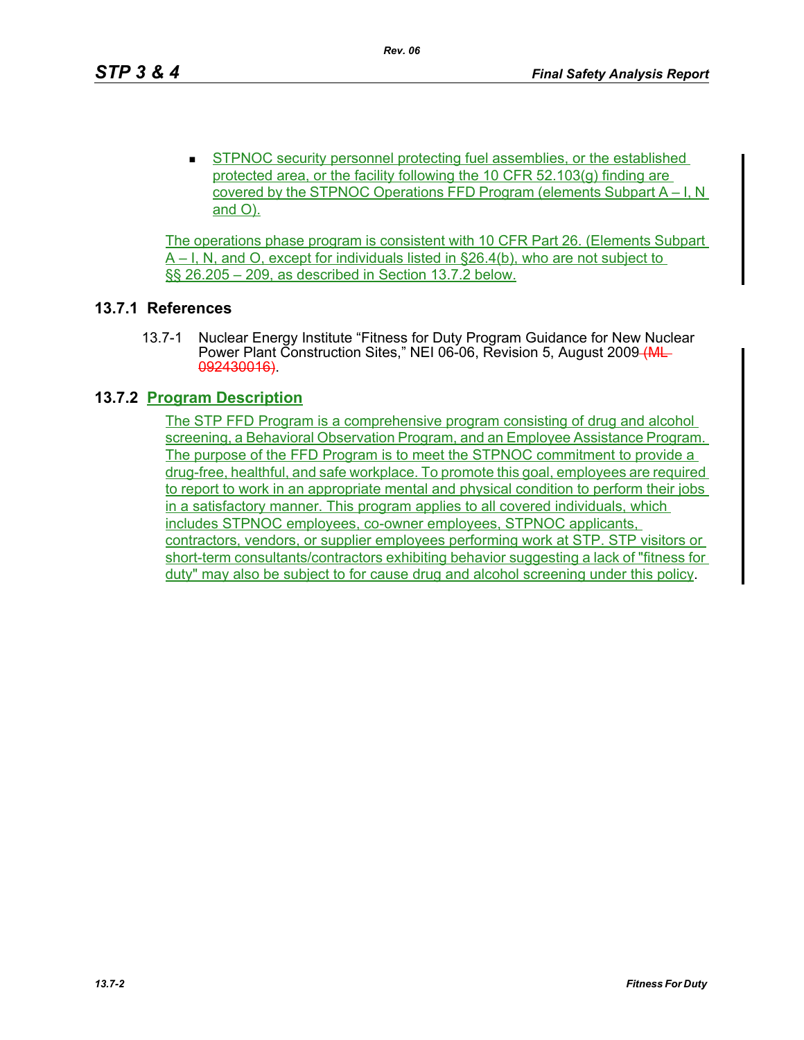- STPNOC security personnel protecting fuel assemblies, or the established protected area, or the facility following the 10 CFR 52.103(g) finding are covered by the STPNOC Operations FFD Program (elements Subpart A – I, N and O).

The operations phase program is consistent with 10 CFR Part 26. (Elements Subpart A – I, N, and O, except for individuals listed in §26.4(b), who are not subject to §§ 26.205 – 209, as described in Section 13.7.2 below.

## 13.7.1 References

13.7-1 Nuclear Energy Institute "Fitness for Duty Program Guidance for New Nuclear Power Plant Construction Sites," NEI 06-06, Revision 5, August 2009 ~~(ML 092430016)~~.

## 13.7.2 Program Description

The STP FFD Program is a comprehensive program consisting of drug and alcohol screening, a Behavioral Observation Program, and an Employee Assistance Program. The purpose of the FFD Program is to meet the STPNOC commitment to provide a drug-free, healthful, and safe workplace. To promote this goal, employees are required to report to work in an appropriate mental and physical condition to perform their jobs in a satisfactory manner. This program applies to all covered individuals, which includes STPNOC employees, co-owner employees, STPNOC applicants, contractors, vendors, or supplier employees performing work at STP. STP visitors or short-term consultants/contractors exhibiting behavior suggesting a lack of "fitness for duty" may also be subject to for cause drug and alcohol screening under this policy.